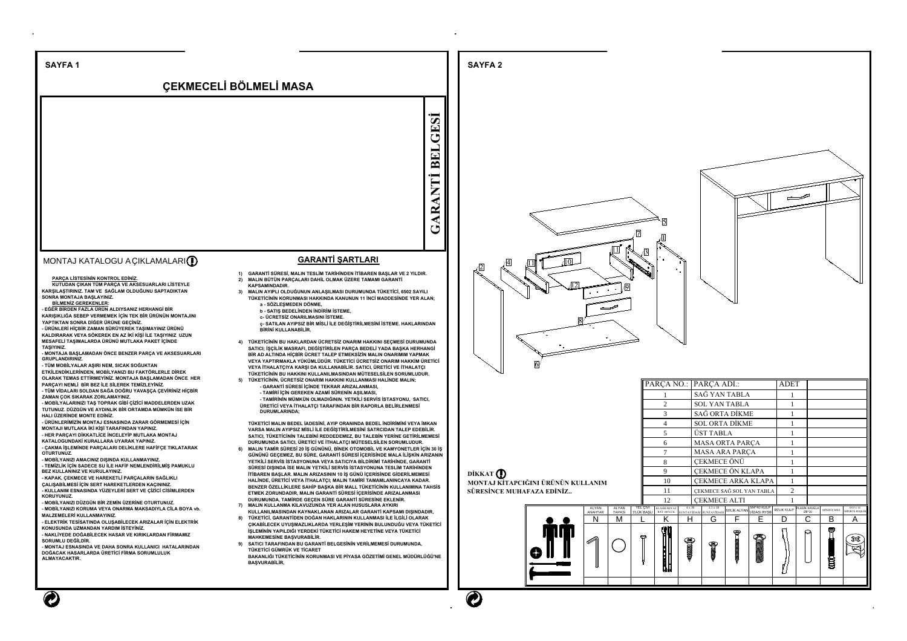SAYFA 1

# ÇEKMECELİ BÖLMELİ MASA

GARANTİ BELGESİ

## MONTAJ KATALOGU AÇIKLAMALARI

**PARÇA LİSTESİNİN KONTROL EDİNİZ.**
**KUTUDAN ÇIKAN TÜM PARÇA VE AKSESUARLARI LİSTEYLE KARŞILAŞTIRINIZ. TAM VE SAĞLAM OLDUĞUNU SAPTADIKTAN SONRA MONTAJA BAŞLAYINIZ.**
**BİLMENİZ GEREKENLER:**
- EĞER BİRDEN FAZLA ÜRÜN ALDIYSANIZ HERHANGİ BİR KARIŞIKLIĞA SEBEP VERMEMEK İÇİN TEK BİR ÜRÜNÜN MONTAJINI YAPTIKTAN SONRA DİĞER ÜRÜNE GEÇİNİZ.
- ÜRÜNLERİ HİÇBİR ZAMAN SÜRÜYEREK TAŞIMAYINIZ ÜRÜNÜ KALDIRARAK VEYA SÖKEREK EN AZ İKİ KİŞİ İLE TAŞIYINIZ UZUN MESAFELİ TAŞIMALARDA ÜRÜNÜ MUTLAKA PAKET İÇİNDE TAŞIYINIZ.
- MONTAJA BAŞLAMADAN ÖNCE BENZER PARÇA VE AKSESUARLARI GRUPLANDIRINIZ.
- TÜM MOBİLYALAR AŞIRI NEM, SICAK SOĞUKTAN ETKİLENDİKLERİNDEN, MOBİLYANIZI BU FAKTÖRLERLE DİREK OLARAK TEMAS ETTİRMEYİNİZ. MONTAJA BAŞLAMADAN ÖNCE HER PARÇAYI NEMLİ BİR BEZ İLE SİLEREK TEMİZLEYİNİZ.
- TÜM VİDALARI SOLDAN SAĞA DOĞRU YAVAŞÇA ÇEVİRİNİZ HİÇBİR ZAMAN ÇOK SIKARAK ZORLAMAYINIZ.
- MOBİLYALARINIZI TAŞ TOPRAK GİBİ ÇİZİCİ MADDELERDEN UZAK TUTUNUZ. DÜZGÜN VE AYDINLIK BİR ORTAMDA MÜMKÜN İSE BİR HALI ÜZERİNDE MONTE EDİNİZ.
- ÜRÜNLERİMİZİN MONTAJ ESNASINDA ZARAR GÖRMEMESİ İÇİN MONTAJI MUTLAKA İKİ KİŞİ TARAFINDAN YAPINIZ.
- HER PARÇAYI DİKKATLİCE İNCELEYİP MUTLAKA MONTAJ KATALOGUNDAKİ KURALLARA UYARAK YAPINIZ.
- ÇAKMA İŞLEMİNDE PARÇALARI DELİKLERE HAFİFÇE TIKLATARAK OTURTUNUZ.
- MOBİLYANIZI AMACINIZ DIŞINDA KULLANMAYINIZ.
- TEMİZLİK İÇİN SADECE SU İLE HAFİF NEMLENDİRİLMİŞ PAMUKLU BEZ KULLANINIZ VE KURULAYINIZ.
- KAPAK, ÇEKMECE VE HAREKETLİ PARÇALARIN SAĞLIKLI ÇALIŞABİLMESİ İÇİN SERT HAREKETLERDEN KAÇININIZ.
- KULLANIM ESNASINDA YÜZEYLERİ SERT VE ÇİZİCİ CİSİMLERDEN KORUYUNUZ.
- MOBİLYANIZI DÜZGÜN BİR ZEMİN ÜZERİNE OTURTUNUZ.
- MOBİLYANIZI KORUMA VEYA ONARMA MAKSADIYLA CİLA BOYA vb. MALZEMELERİ KULLANMAYINIZ.
- ELEKTRİK TESİSATINDA OLUŞABİLECEK ARIZALAR İÇİN ELEKTRİK KONUSUNDA UZMANDAN YARDIM İSTEYİNİZ.
- NAKLİYEDE DOĞABİLECEK HASAR VE KIRIKLARDAN FİRMAMIZ SORUMLU DEĞİLDİR.
- MONTAJ ESNASINDA VE DAHA SONRA KULLANICI HATALARINDAN DOĞACAK HASARLARDA ÜRETİCİ FİRMA SORUMLULUK ALMAYACAKTIR.

## GARANTİ ŞARTLARI

1) GARANTİ SÜRESİ, MALIN TESLİM TARİHİNDEN İTİBAREN BAŞLAR VE 2 YILDIR.
2) MALIN BÜTÜN PARÇALARI DAHİL OLMAK ÜZERE TAMAMI GARANTİ KAPSAMINDADIR.
3) MALIN AYIPLI OLDUĞUNUN ANLAŞILMASI DURUMUNDA TÜKETİCİ, 6502 SAYILI TÜKETİCİNİN KORUNMASI HAKKINDA KANUNUN 11 İNCİ MADDESİNDE YER ALAN;
   a - SÖZLEŞMEDEN DÖNME,
   b - SATIŞ BEDELİNDEN İNDİRİM İSTEME,
   c- ÜCRETSİZ ONARILMASINI İSTEME.
   ç- SATILAN AYIPSIZ BİR MİSLİ İLE DEĞİŞTİRİLMESİNİ İSTEME. HAKLARINDAN BİRİNİ KULLANABİLİR.
4) TÜKETİCİNİN BU HAKLARDAN ÜCRETSİZ ONARIM HAKKINI SEÇMESİ DURUMUNDA SATICI; İŞÇİLİK MASRAFI, DEĞİŞTİRİLEN PARÇA BEDELİ YADA BAŞKA HERHANGİ BİR AD ALTINDA HİÇBİR ÜCRET TALEP ETMEKSİZİN MALIN ONARIMIM YAPMAK VEYA YAPTIRMAKLA YÜKÜMLÜDÜR. TÜKETİCİ ÜCRETSİZ ONARIM HAKKIM ÜRETİCİ VEYA İTHALATÇIYA KARŞI DA KULLANABİLİR. SATICI, ÜRETİCİ VE İTHALATÇI TÜKETİCİNİN BU HAKKINI KULLANMASINDAN MÜTESELSİLEN SORUMLUDUR.
5) TÜKETİCİNİN, ÜCRETSİZ ONARIM HAKKINI KULLANMASI HALİNDE MALIN;
   - GARANTİ SÜRESİ İÇİNDE TEKRAR ARIZALANMASI,
   - TAMİRİ İÇİN GEREKEN AZAMİ SÜRENİN AŞILMASI,
   - TAMİRİNİN MÜMKÜN OLMADIĞININ. YETKİLİ SERVİS İSTASYONU, SATICI, ÜRETİCİ VEYA İTHALATÇI TARAFINDAN BİR RAPORLA BELİRLENMESİ DURUMLARINDA;

   TÜKETİCİ MALIN BEDEL İADESİNİ, AYIP ORANINDA BEDEL İNDİRİMİNİ VEYA İMKAN VARSA MALIN AYIPSIZ MİSLİ İLE DEĞİŞTİRİLMESİNİ SATRCIDAN TALEP EDEBİLİR. SATICI, TÜKETİCİNİN TALEBİNİ REDDEDEMEZ, BU TALEBİN YERİNE GETİRİLMEMESİ DURUMUNDA SATICI, ÜRETİCİ VE İTHALATÇI MÜTESELSİLEN SORUMLUDUR.
6) MALIN TAMİR SÜRESİ 20 İŞ GÜNÜNÜ, BİNEK OTOMOBİL VE KAMYONETLER İÇİN 30 İŞ GÜNÜNÜ GEÇEMEZ, BU SÜRE, GARANTİ SÜRESİ İÇERİSİNDE MALA İLİŞKİN ARIZANIN YETKİLİ SERVİS İSTASYONUNA VEYA SATICIYA BİLDİRİMİ TARİHİNDE, GARANTİ SÜRESİ DIŞINDA İSE MALIN YETKİLİ SERVİS İSTASYONUNA TESLİM TARİHİNDEN İTİBAREN BAŞLAR. MALIN ARIZASININ 10 İŞ GÜNÜ İÇERİSİNDE GİDERİLMEMESİ HALİNDE, ÜRETİCİ VEYA İTHALATÇI; MALIN TAMİRİ TAMAMLANINCAYA KADAR. BENZER ÖZELLİKLERE SAHİP BAŞKA BİR MALL TÜKETİCİNİN KULLANIMINA TAHSİS ETMEK ZORUNDADIR. MALIN GARANTİ SÜRESİ İÇERİSİNDE ARIZALANMASI DURUMUNDA, TAMİRDE GEÇEN SÜRE GARANTİ SÜRESİNE EKLENİR.
7) MALIN KULLANMA KILAVUZUNDA YER ALAN HUSUSLARA AYKIRI KULLANILMASINDAN KAYNAKLANAN ARIZALAR GARANTİ KAPSAMI DIŞINDADIR.
8) TÜKETİCİ, GARANTİDEN DOĞAN HAKLARININ KULLANMASI İLE İLGİLİ OLARAK ÇIKABİLECEK UYUŞMAZLIKLARDA YERLEŞİM YERİNİN BULUNDUĞU VEYA TÜKETİCİ İŞLEMİNİN YAPILDIĞI YERDEKİ TÜKETİCİ HAKEM HEYETİNE VEYA TÜKETİCİ MAHKEMESİNE BAŞVURABİLİR.
9) SATICI TARAFINDAN BU GARANTİ BELGESİNİN VERİLMEMESİ DURUMUNDA, TÜKETİCİ GÜMRÜK VE TİCARET BAKANLIĞI TÜKETİCİNİN KORUNMASI VE PİYASA GÖZETİMİ GENEL MÜDÜRLÜĞÜ'NE BAŞVURABİLİR,

SAYFA 2

**DİKKAT**
**MONTAJ KİTAPCIĞINI ÜRÜNÜN KULLANIM SÜRESİNCE MUHAFAZA EDİNİZ..**

| PARÇA NO.: | PARÇA ADI.: | ADET |
|---|---|---|
| 1 | SAĞ YAN TABLA | 1 |
| 2 | SOL YAN TABLA | 1 |
| 3 | SAĞ ORTA DİKME | 1 |
| 4 | SOL ORTA DİKME | 1 |
| 5 | ÜST TABLA | 1 |
| 6 | MASA ORTA PARÇA | 1 |
| 7 | MASA ARA PARÇA | 1 |
| 8 | ÇEKMECE ÖNÜ | 1 |
| 9 | ÇEKMECE ÖN KLAPA | 1 |
| 10 | ÇEKMECE ARKA KLAPA | 1 |
| 11 | ÇEKMECE SAĞ SOL YAN TABLA | 2 |
| 12 | ÇEKMECE ALTI | 1 |

| N | M | L | K | H | G | F | E | D | C | B | A |
|---|---|---|---|---|---|---|---|---|---|---|---|
| ALYAN ANAHTAR | ALYAN TAPASI | TEL ÇİVİ 3'LÜK BAŞLI | KUSMA HIRAZ RAY 400'LÜK | 4 x 30 SUNTAVİDASI | 3.5 x 16 SUNTAVİDASI | 50'LİK ALYAN | 6M*40 KULP VİDASI RYSB | 96'LIK KULP | PLASTİK KAVELA (8*30) | MİNİFİX MİLİ | 15 x 13 MİNİFİX BAŞLIK |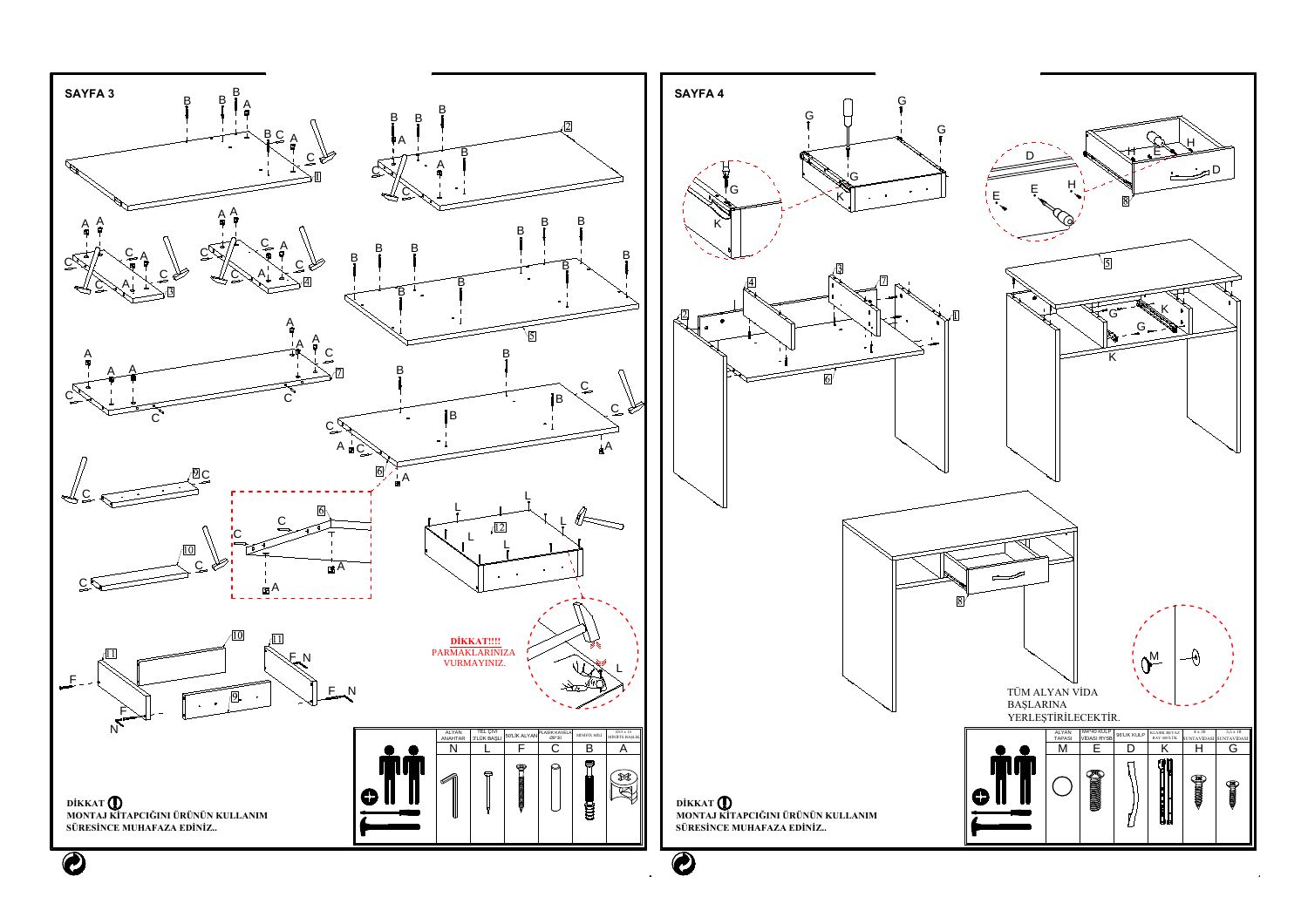## SAYFA 3

DİKKAT!!!!
PARMAKLARINIZA VURMAYINIZ.

| ALYAN ANAHTAR | TEL ÇİVİ 3'LÜK BAŞLI | 50'LİK ALYAN | PLASTİK KAVELA Ø8*30 | MİNİFİX MİLİ | Ø15 x 16 MİNİFİX BAŞLIK |
|---|---|---|---|---|---|
| N | L | F | C | B | A |

DİKKAT
MONTAJ KİTAPCIĞINI ÜRÜNÜN KULLANIM SÜRESİNCE MUHAFAZA EDİNİZ..

## SAYFA 4

TÜM ALYAN VİDA BAŞLARINA YERLEŞTİRİLECEKTİR.

| ALYAN TAPASI | M4*40 KULP VİDASI RYSB | 96'LIK KULP | KLASİK BEYAZ RAY 400'LÜK | 4 x 30 SUNTA VİDASI | 3,5 x 16 SUNTA VİDASI |
|---|---|---|---|---|---|
| M | E | D | K | H | G |

DİKKAT
MONTAJ KİTAPCIĞINI ÜRÜNÜN KULLANIM SÜRESİNCE MUHAFAZA EDİNİZ..